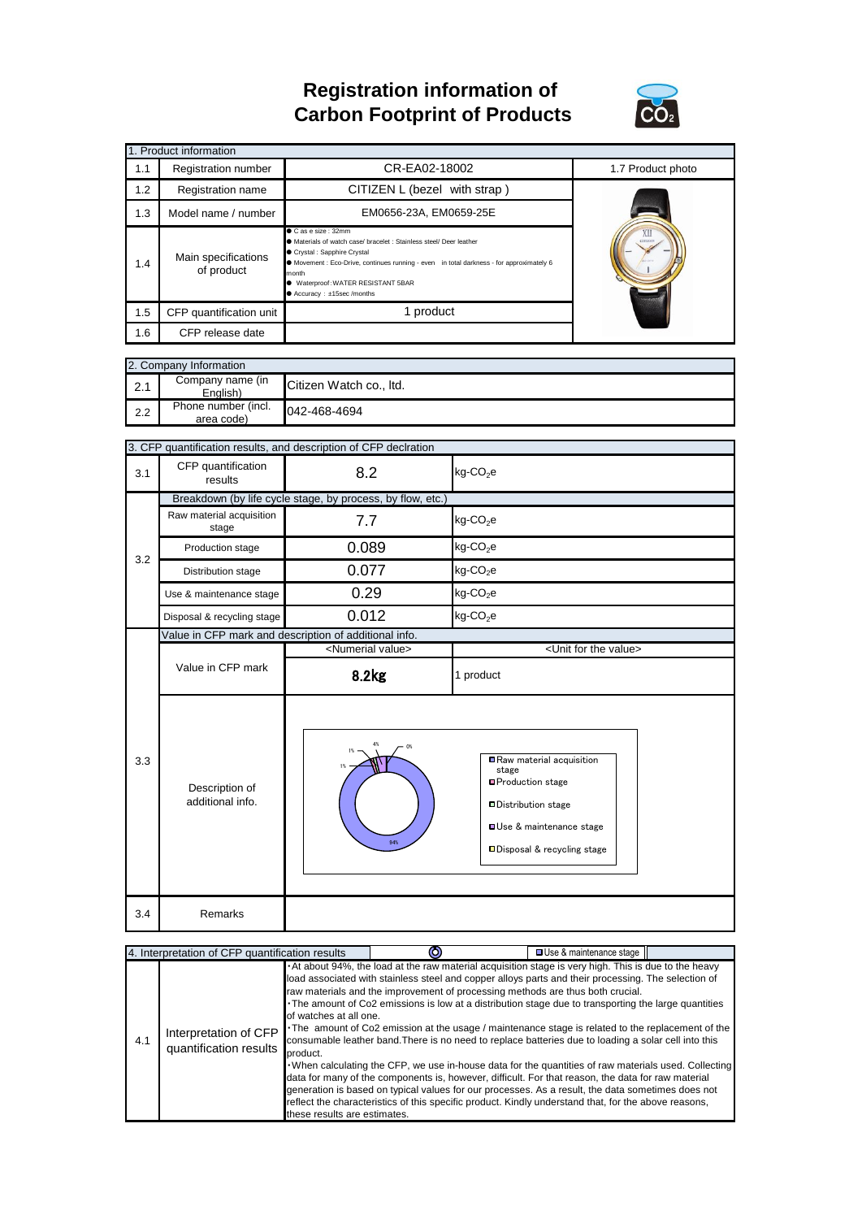# Registration information of Carbon Footprint of Products

| 1. Product information | | | |
|---|---|---|---|
| 1.1 | Registration number | CR-EA02-18002 | 1.7 Product photo |
| 1.2 | Registration name | CITIZEN L (bezel with strap ) | |
| 1.3 | Model name / number | EM0656-23A, EM0659-25E | |
| 1.4 | Main specifications of product | ● C as e size : 32mm<br>● Materials of watch case/ bracelet : Stainless steel/ Deer leather<br>● Crystal : Sapphire Crystal<br>● Movement : Eco-Drive, continues running - even in total darkness - for approximately 6 month<br>● Waterproof :WATER RESISTANT 5BAR<br>● Accuracy : ±15sec /months | |
| 1.5 | CFP quantification unit | 1 product | |
| 1.6 | CFP release date | | |

| 2. Company Information | | |
|---|---|---|
| 2.1 | Company name (in English) | Citizen Watch co., ltd. |
| 2.2 | Phone number (incl. area code) | 042-468-4694 |

| 3. CFP quantification results, and description of CFP declration | | | |
|---|---|---|---|
| 3.1 | CFP quantification results | 8.2 | kg-$CO_2$e |
| 3.2 | Breakdown (by life cycle stage, by process, by flow, etc.) | | |
| | Raw material acquisition stage | 7.7 | kg-$CO_2$e |
| | Production stage | 0.089 | kg-$CO_2$e |
| | Distribution stage | 0.077 | kg-$CO_2$e |
| | Use & maintenance stage | 0.29 | kg-$CO_2$e |
| | Disposal & recycling stage | 0.012 | kg-$CO_2$e |
| 3.3 | Value in CFP mark and description of additional info. | | |
| | Value in CFP mark | <Numerial value><br>8.2kg | <Unit for the value><br>1 product |
| | Description of additional info. | Chart: Raw material acquisition stage 94%; Production stage 1%; Distribution stage 1%; Use & maintenance stage 4%; Disposal & recycling stage 0% | |
| 3.4 | Remarks | | |

| 4. Interpretation of CFP quantification results | | |
|---|---|---|
| 4.1 | Interpretation of CFP quantification results | ・At about 94%, the load at the raw material acquisition stage is very high. This is due to the heavy load associated with stainless steel and copper alloys parts and their processing. The selection of raw materials and the improvement of processing methods are thus both crucial.<br>・The amount of Co2 emissions is low at a distribution stage due to transporting the large quantities of watches at all one.<br>・The amount of Co2 emission at the usage / maintenance stage is related to the replacement of the consumable leather band.There is no need to replace batteries due to loading a solar cell into this product.<br>・When calculating the CFP, we use in-house data for the quantities of raw materials used. Collecting data for many of the components is, however, difficult. For that reason, the data for raw material generation is based on typical values for our processes. As a result, the data sometimes does not reflect the characteristics of this specific product. Kindly understand that, for the above reasons, these results are estimates. |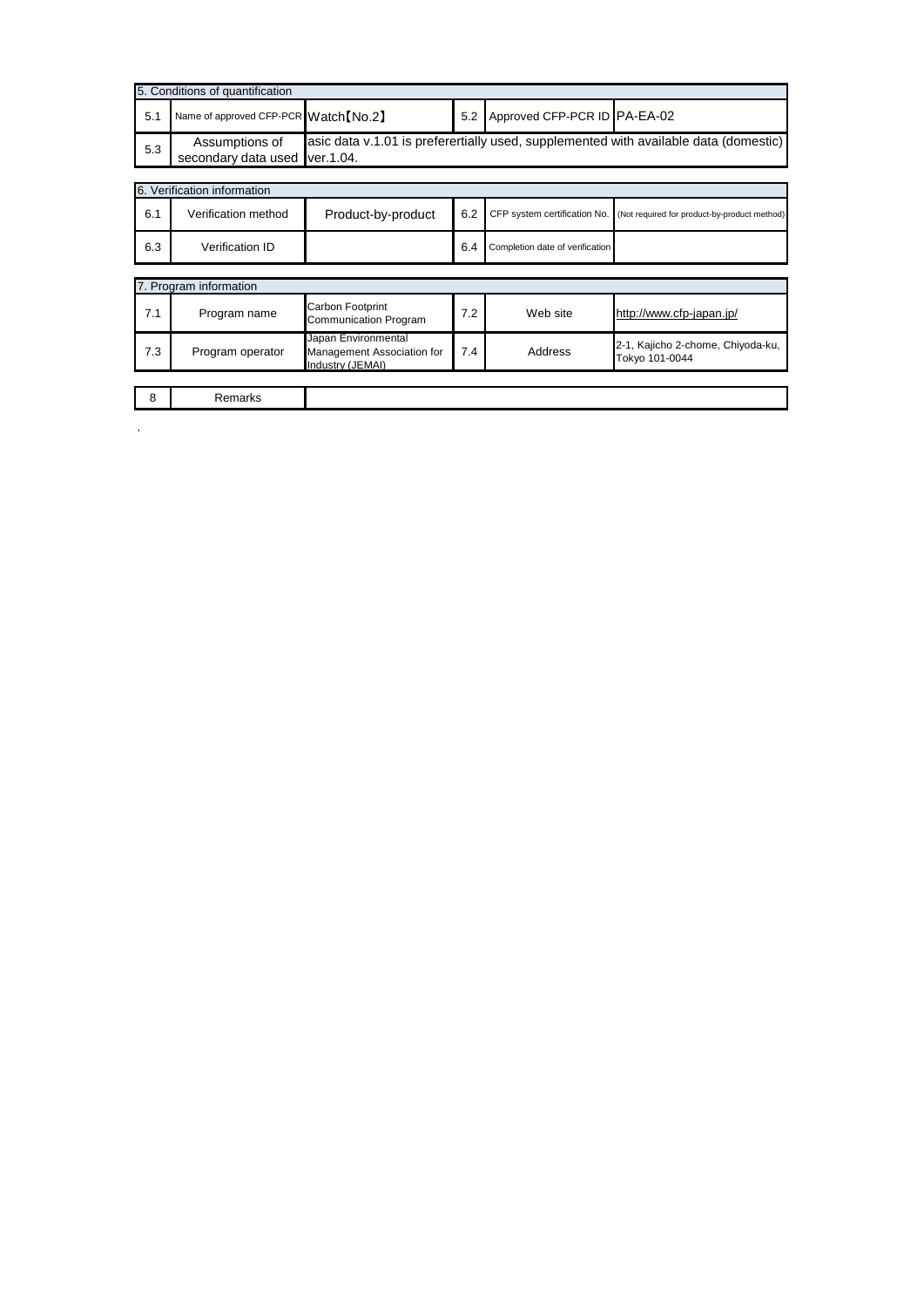| 5. Conditions of quantification | | | | | |
|---|---|---|---|---|---|
| 5.1 | Name of approved CFP-PCR | Watch【No.2】 | 5.2 | Approved CFP-PCR ID | PA-EA-02 |
| 5.3 | Assumptions of secondary data used | asic data v.1.01 is preferertially used, supplemented with available data (domestic) ver.1.04. | | | |

| 6. Verification information | | | | | |
|---|---|---|---|---|---|
| 6.1 | Verification method | Product-by-product | 6.2 | CFP system certification No. | (Not required for product-by-product method) |
| 6.3 | Verification ID | | 6.4 | Completion date of verification | |

| 7. Program information | | | | | |
|---|---|---|---|---|---|
| 7.1 | Program name | Carbon Footprint Communication Program | 7.2 | Web site | http://www.cfp-japan.jp/ |
| 7.3 | Program operator | Japan Environmental Management Association for Industry (JEMAI) | 7.4 | Address | 2-1, Kajicho 2-chome, Chiyoda-ku, Tokyo 101-0044 |

| | | |
|---|---|---|
| 8 | Remarks | |